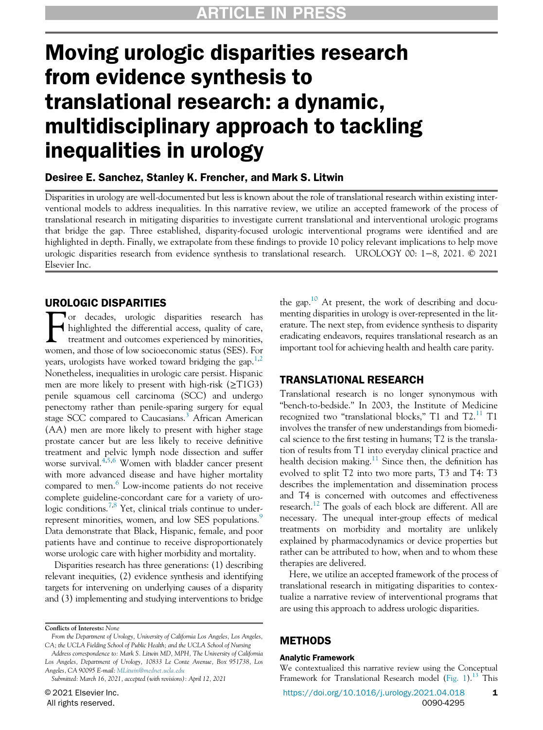# Moving urologic disparities research from evidence synthesis to translational research: a dynamic, multidisciplinary approach to tackling inequalities in urology

**Desiree E. Sanchez, Stanley K. Frencher, and Mark S. Litwin**

Disparities in urology are well-documented but less is known about the role of translational research within existing interventional models to address inequalities. In this narrative review, we utilize an accepted framework of the process of translational research in mitigating disparities to investigate current translational and interventional urologic programs that bridge the gap. Three established, disparity-focused urologic interventional programs were identified and are highlighted in depth. Finally, we extrapolate from these findings to provide 10 policy relevant implications to help move urologic disparities research from evidence synthesis to translational research. UROLOGY 00: 1−8, 2021. © 2021 Elsevier Inc.

## UROLOGIC DISPARITIES

For decades, urologic disparities research has highlighted the differential access, quality of care, treatment and outcomes experienced by minorities, women, and those of low socioeconomic status (SES). For years, urologists have worked toward bridging the gap.[1,2] Nonetheless, inequalities in urologic care persist. Hispanic men are more likely to present with high-risk (≥T1G3) penile squamous cell carcinoma (SCC) and undergo penectomy rather than penile-sparing surgery for equal stage SCC compared to Caucasians.[3] African American (AA) men are more likely to present with higher stage prostate cancer but are less likely to receive definitive treatment and pelvic lymph node dissection and suffer worse survival.[4,5,6] Women with bladder cancer present with more advanced disease and have higher mortality compared to men.[6] Low-income patients do not receive complete guideline-concordant care for a variety of urologic conditions.[7,8] Yet, clinical trials continue to underrepresent minorities, women, and low SES populations.[9] Data demonstrate that Black, Hispanic, female, and poor patients have and continue to receive disproportionately worse urologic care with higher morbidity and mortality.

Disparities research has three generations: (1) describing relevant inequities, (2) evidence synthesis and identifying targets for intervening on underlying causes of a disparity and (3) implementing and studying interventions to bridge the gap.[10] At present, the work of describing and documenting disparities in urology is over-represented in the literature. The next step, from evidence synthesis to disparity eradicating endeavors, requires translational research as an important tool for achieving health and health care parity.

## TRANSLATIONAL RESEARCH

Translational research is no longer synonymous with "bench-to-bedside." In 2003, the Institute of Medicine recognized two "translational blocks," T1 and T2.[11] T1 involves the transfer of new understandings from biomedical science to the first testing in humans; T2 is the translation of results from T1 into everyday clinical practice and health decision making.[11] Since then, the definition has evolved to split T2 into two more parts, T3 and T4: T3 describes the implementation and dissemination process and T4 is concerned with outcomes and effectiveness research.[12] The goals of each block are different. All are necessary. The unequal inter-group effects of medical treatments on morbidity and mortality are unlikely explained by pharmacodynamics or device properties but rather can be attributed to how, when and to whom these therapies are delivered.

Here, we utilize an accepted framework of the process of translational research in mitigating disparities to contextualize a narrative review of interventional programs that are using this approach to address urologic disparities.

## METHODS

### Analytic Framework

We contextualized this narrative review using the Conceptual Framework for Translational Research model (Fig. 1).[13] This

---

**Conflicts of Interests:** None

From the Department of Urology, University of California Los Angeles, Los Angeles, CA; the UCLA Fielding School of Public Health; and the UCLA School of Nursing

Address correspondence to: Mark S. Litwin MD, MPH, The University of California Los Angeles, Department of Urology, 10833 Le Conte Avenue, Box 951738, Los Angeles, CA 90095 E-mail: MLitwin@mednet.ucla.edu

Submitted: March 16, 2021, accepted (with revisions): April 12, 2021

© 2021 Elsevier Inc. All rights reserved.

https://doi.org/10.1016/j.urology.2021.04.018 0090-4295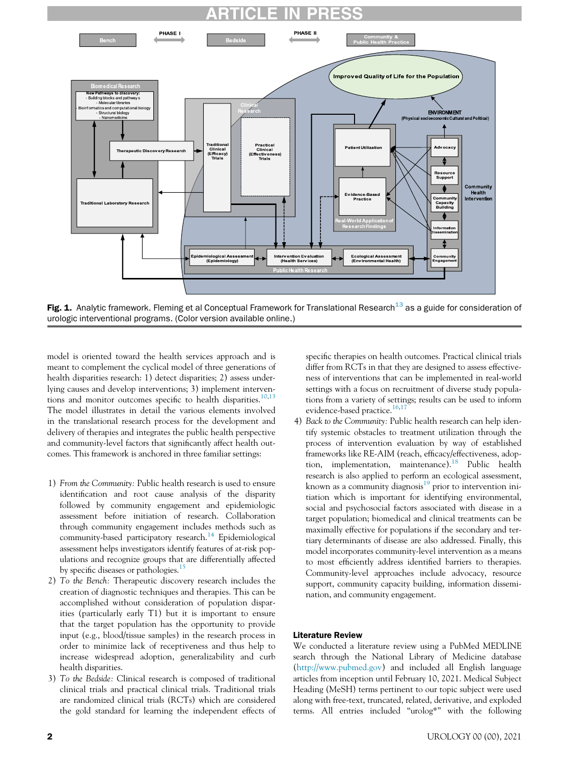**Fig. 1.** Analytic framework. Fleming et al Conceptual Framework for Translational Research[13] as a guide for consideration of urologic interventional programs. (Color version available online.)

model is oriented toward the health services approach and is meant to complement the cyclical model of three generations of health disparities research: 1) detect disparities; 2) assess underlying causes and develop interventions; 3) implement interventions and monitor outcomes specific to health disparities.[10,13] The model illustrates in detail the various elements involved in the translational research process for the development and delivery of therapies and integrates the public health perspective and community-level factors that significantly affect health outcomes. This framework is anchored in three familiar settings:

1) *From the Community:* Public health research is used to ensure identification and root cause analysis of the disparity followed by community engagement and epidemiologic assessment before initiation of research. Collaboration through community engagement includes methods such as community-based participatory research.[14] Epidemiological assessment helps investigators identify features of at-risk populations and recognize groups that are differentially affected by specific diseases or pathologies.[15]
2) *To the Bench:* Therapeutic discovery research includes the creation of diagnostic techniques and therapies. This can be accomplished without consideration of population disparities (particularly early T1) but it is important to ensure that the target population has the opportunity to provide input (e.g., blood/tissue samples) in the research process in order to minimize lack of receptiveness and thus help to increase widespread adoption, generalizability and curb health disparities.
3) *To the Bedside:* Clinical research is composed of traditional clinical trials and practical clinical trials. Traditional trials are randomized clinical trials (RCTs) which are considered the gold standard for learning the independent effects of specific therapies on health outcomes. Practical clinical trials differ from RCTs in that they are designed to assess effectiveness of interventions that can be implemented in real-world settings with a focus on recruitment of diverse study populations from a variety of settings; results can be used to inform evidence-based practice.[16,17]
4) *Back to the Community:* Public health research can help identify systemic obstacles to treatment utilization through the process of intervention evaluation by way of established frameworks like RE-AIM (reach, efficacy/effectiveness, adoption, implementation, maintenance).[18] Public health research is also applied to perform an ecological assessment, known as a community diagnosis[19] prior to intervention initiation which is important for identifying environmental, social and psychosocial factors associated with disease in a target population; biomedical and clinical treatments can be maximally effective for populations if the secondary and tertiary determinants of disease are also addressed. Finally, this model incorporates community-level intervention as a means to most efficiently address identified barriers to therapies. Community-level approaches include advocacy, resource support, community capacity building, information dissemination, and community engagement.

## Literature Review

We conducted a literature review using a PubMed MEDLINE search through the National Library of Medicine database (http://www.pubmed.gov) and included all English language articles from inception until February 10, 2021. Medical Subject Heading (MeSH) terms pertinent to our topic subject were used along with free-text, truncated, related, derivative, and exploded terms. All entries included "urolog*" with the following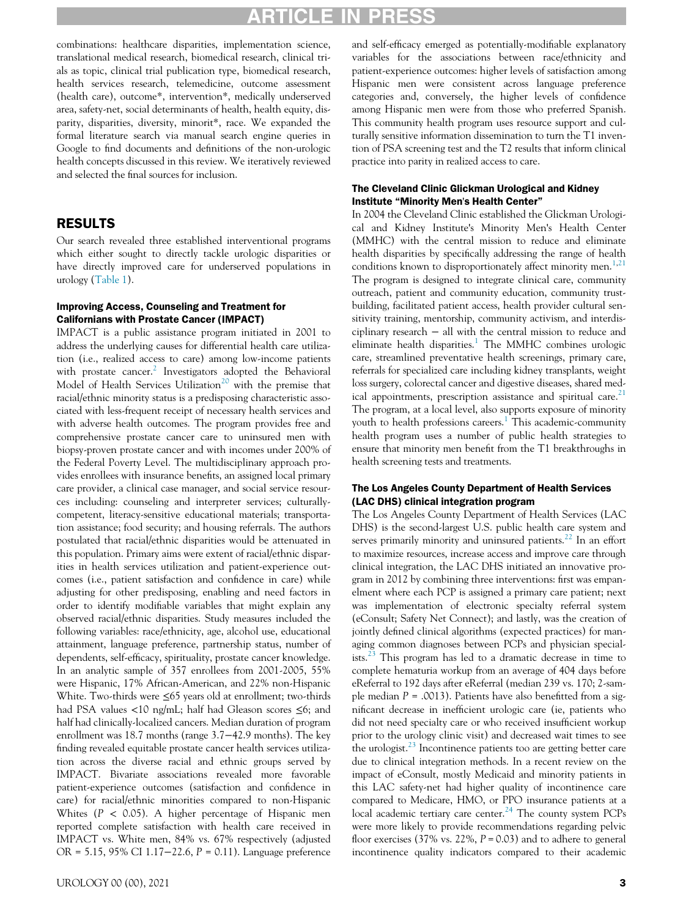combinations: healthcare disparities, implementation science, translational medical research, biomedical research, clinical trials as topic, clinical trial publication type, biomedical research, health services research, telemedicine, outcome assessment (health care), outcome*, intervention*, medically underserved area, safety-net, social determinants of health, health equity, disparity, disparities, diversity, minorit*, race. We expanded the formal literature search via manual search engine queries in Google to find documents and definitions of the non-urologic health concepts discussed in this review. We iteratively reviewed and selected the final sources for inclusion.

## RESULTS

Our search revealed three established interventional programs which either sought to directly tackle urologic disparities or have directly improved care for underserved populations in urology (Table 1).

### Improving Access, Counseling and Treatment for Californians with Prostate Cancer (IMPACT)

IMPACT is a public assistance program initiated in 2001 to address the underlying causes for differential health care utilization (i.e., realized access to care) among low-income patients with prostate cancer.[2] Investigators adopted the Behavioral Model of Health Services Utilization[20] with the premise that racial/ethnic minority status is a predisposing characteristic associated with less-frequent receipt of necessary health services and with adverse health outcomes. The program provides free and comprehensive prostate cancer care to uninsured men with biopsy-proven prostate cancer and with incomes under 200% of the Federal Poverty Level. The multidisciplinary approach provides enrollees with insurance benefits, an assigned local primary care provider, a clinical case manager, and social service resources including: counseling and interpreter services; culturally-competent, literacy-sensitive educational materials; transportation assistance; food security; and housing referrals. The authors postulated that racial/ethnic disparities would be attenuated in this population. Primary aims were extent of racial/ethnic disparities in health services utilization and patient-experience outcomes (i.e., patient satisfaction and confidence in care) while adjusting for other predisposing, enabling and need factors in order to identify modifiable variables that might explain any observed racial/ethnic disparities. Study measures included the following variables: race/ethnicity, age, alcohol use, educational attainment, language preference, partnership status, number of dependents, self-efficacy, spirituality, prostate cancer knowledge. In an analytic sample of 357 enrollees from 2001-2005, 55% were Hispanic, 17% African-American, and 22% non-Hispanic White. Two-thirds were ≤65 years old at enrollment; two-thirds had PSA values <10 ng/mL; half had Gleason scores ≤6; and half had clinically-localized cancers. Median duration of program enrollment was 18.7 months (range 3.7−42.9 months). The key finding revealed equitable prostate cancer health services utilization across the diverse racial and ethnic groups served by IMPACT. Bivariate associations revealed more favorable patient-experience outcomes (satisfaction and confidence in care) for racial/ethnic minorities compared to non-Hispanic Whites ($P < 0.05$). A higher percentage of Hispanic men reported complete satisfaction with health care received in IMPACT vs. White men, 84% vs. 67% respectively (adjusted OR = 5.15, 95% CI 1.17−22.6, $P$ = 0.11). Language preference and self-efficacy emerged as potentially-modifiable explanatory variables for the associations between race/ethnicity and patient-experience outcomes: higher levels of satisfaction among Hispanic men were consistent across language preference categories and, conversely, the higher levels of confidence among Hispanic men were from those who preferred Spanish. This community health program uses resource support and culturally sensitive information dissemination to turn the T1 invention of PSA screening test and the T2 results that inform clinical practice into parity in realized access to care.

### The Cleveland Clinic Glickman Urological and Kidney Institute "Minority Men's Health Center"

In 2004 the Cleveland Clinic established the Glickman Urological and Kidney Institute's Minority Men's Health Center (MMHC) with the central mission to reduce and eliminate health disparities by specifically addressing the range of health conditions known to disproportionately affect minority men.[1,21] The program is designed to integrate clinical care, community outreach, patient and community education, community trust-building, facilitated patient access, health provider cultural sensitivity training, mentorship, community activism, and interdisciplinary research − all with the central mission to reduce and eliminate health disparities.[1] The MMHC combines urologic care, streamlined preventative health screenings, primary care, referrals for specialized care including kidney transplants, weight loss surgery, colorectal cancer and digestive diseases, shared medical appointments, prescription assistance and spiritual care.[21] The program, at a local level, also supports exposure of minority youth to health professions careers.[1] This academic-community health program uses a number of public health strategies to ensure that minority men benefit from the T1 breakthroughs in health screening tests and treatments.

### The Los Angeles County Department of Health Services (LAC DHS) clinical integration program

The Los Angeles County Department of Health Services (LAC DHS) is the second-largest U.S. public health care system and serves primarily minority and uninsured patients.[22] In an effort to maximize resources, increase access and improve care through clinical integration, the LAC DHS initiated an innovative program in 2012 by combining three interventions: first was empanelment where each PCP is assigned a primary care patient; next was implementation of electronic specialty referral system (eConsult; Safety Net Connect); and lastly, was the creation of jointly defined clinical algorithms (expected practices) for managing common diagnoses between PCPs and physician specialists.[23] This program has led to a dramatic decrease in time to complete hematuria workup from an average of 404 days before eReferral to 192 days after eReferral (median 239 vs. 170; 2-sample median $P$ = .0013). Patients have also benefitted from a significant decrease in inefficient urologic care (ie, patients who did not need specialty care or who received insufficient workup prior to the urology clinic visit) and decreased wait times to see the urologist.[23] Incontinence patients too are getting better care due to clinical integration methods. In a recent review on the impact of eConsult, mostly Medicaid and minority patients in this LAC safety-net had higher quality of incontinence care compared to Medicare, HMO, or PPO insurance patients at a local academic tertiary care center.[24] The county system PCPs were more likely to provide recommendations regarding pelvic floor exercises (37% vs. 22%, $P$ = 0.03) and to adhere to general incontinence quality indicators compared to their academic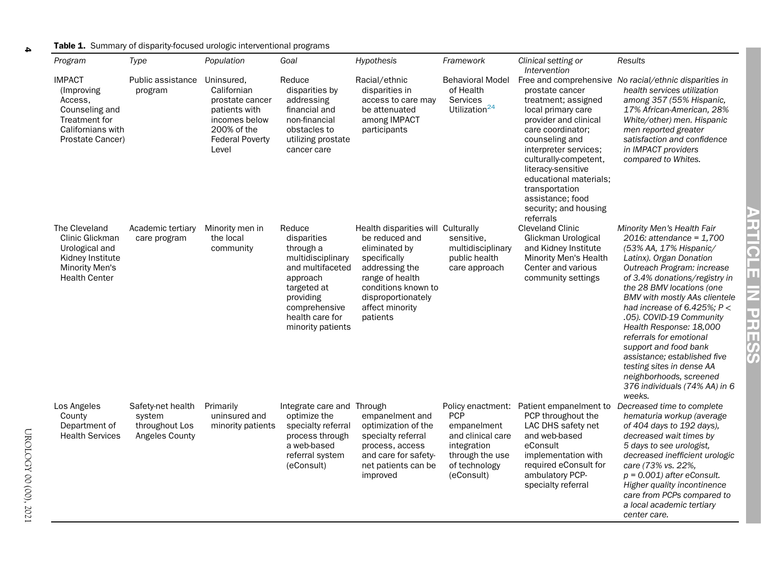**Table 1.** Summary of disparity-focused urologic interventional programs

| Program | Type | Population | Goal | Hypothesis | Framework | Clinical setting or Intervention | Results |
|---|---|---|---|---|---|---|---|
| IMPACT (Improving Access, Counseling and Treatment for Californians with Prostate Cancer) | Public assistance program | Uninsured, Californian prostate cancer patients with incomes below 200% of the Federal Poverty Level | Reduce disparities by addressing financial and non-financial obstacles to utilizing prostate cancer care | Racial/ethnic disparities in access to care may be attenuated among IMPACT participants | Behavioral Model of Health Services Utilization[24] | Free and comprehensive prostate cancer treatment; assigned local primary care provider and clinical care coordinator; counseling and interpreter services; culturally-competent, literacy-sensitive educational materials; transportation assistance; food security; and housing referrals | *No racial/ethnic disparities in health services utilization among 357 (55% Hispanic, 17% African-American, 28% White/other) men. Hispanic men reported greater satisfaction and confidence in IMPACT providers compared to Whites.* |
| The Cleveland Clinic Glickman Urological and Kidney Institute Minority Men's Health Center | Academic tertiary care program | Minority men in the local community | Reduce disparities through a multidisciplinary and multifaceted approach targeted at providing comprehensive health care for minority patients | Health disparities will be reduced and eliminated by specifically addressing the range of health conditions known to disproportionately affect minority patients | Culturally sensitive, multidisciplinary public health care approach | Cleveland Clinic Glickman Urological and Kidney Institute Minority Men's Health Center and various community settings | *Minority Men's Health Fair 2016: attendance = 1,700 (53% AA, 17% Hispanic/Latinx). Organ Donation Outreach Program: increase of 3.4% donations/registry in the 28 BMV locations (one BMV with mostly AAs clientele had increase of 6.425%; $P < .05$). COVID-19 Community Health Response: 18,000 referrals for emotional support and food bank assistance; established five testing sites in dense AA neighborhoods, screened 376 individuals (74% AA) in 6 weeks.* |
| Los Angeles County Department of Health Services | Safety-net health system throughout Los Angeles County | Primarily uninsured and minority patients | Integrate care and optimize the specialty referral process through a web-based referral system (eConsult) | Through empanelment and optimization of the specialty referral process, access and care for safety-net patients can be improved | Policy enactment: PCP empanelment and clinical care integration through the use of technology (eConsult) | Patient empanelment to PCP throughout the LAC DHS safety net and web-based eConsult implementation with required eConsult for ambulatory PCP-specialty referral | *Decreased time to complete hematuria workup (average of 404 days to 192 days), decreased wait times by 5 days to see urologist, decreased inefficient urologic care (73% vs. 22%, $p = 0.001$) after eConsult. Higher quality incontinence care from PCPs compared to a local academic tertiary center care.* |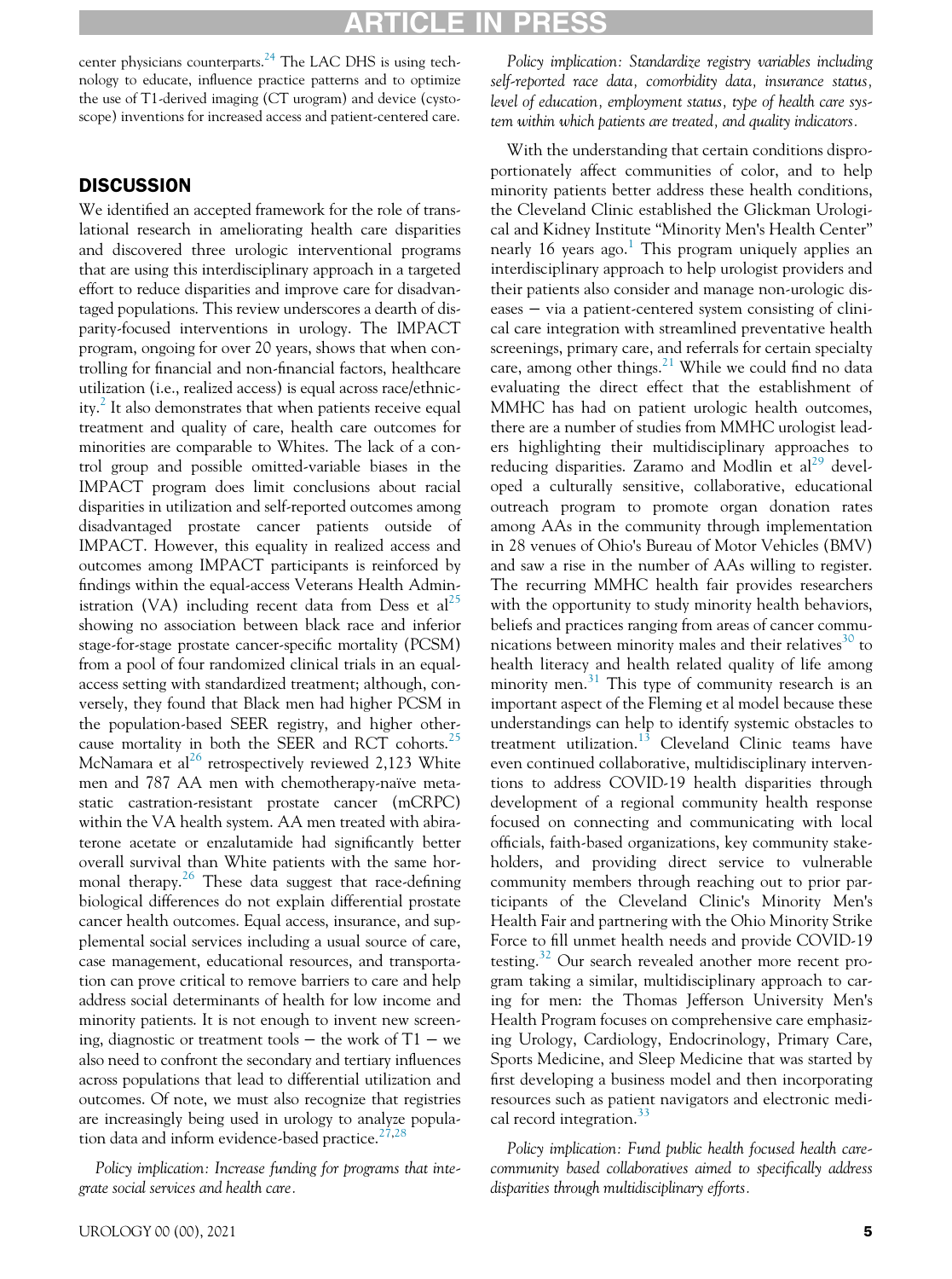center physicians counterparts.[24] The LAC DHS is using technology to educate, influence practice patterns and to optimize the use of T1-derived imaging (CT urogram) and device (cystoscope) inventions for increased access and patient-centered care.

## DISCUSSION

We identified an accepted framework for the role of translational research in ameliorating health care disparities and discovered three urologic interventional programs that are using this interdisciplinary approach in a targeted effort to reduce disparities and improve care for disadvantaged populations. This review underscores a dearth of disparity-focused interventions in urology. The IMPACT program, ongoing for over 20 years, shows that when controlling for financial and non-financial factors, healthcare utilization (i.e., realized access) is equal across race/ethnicity.[2] It also demonstrates that when patients receive equal treatment and quality of care, health care outcomes for minorities are comparable to Whites. The lack of a control group and possible omitted-variable biases in the IMPACT program does limit conclusions about racial disparities in utilization and self-reported outcomes among disadvantaged prostate cancer patients outside of IMPACT. However, this equality in realized access and outcomes among IMPACT participants is reinforced by findings within the equal-access Veterans Health Administration (VA) including recent data from Dess et al[25] showing no association between black race and inferior stage-for-stage prostate cancer-specific mortality (PCSM) from a pool of four randomized clinical trials in an equal-access setting with standardized treatment; although, conversely, they found that Black men had higher PCSM in the population-based SEER registry, and higher other-cause mortality in both the SEER and RCT cohorts.[25] McNamara et al[26] retrospectively reviewed 2,123 White men and 787 AA men with chemotherapy-naïve metastatic castration-resistant prostate cancer (mCRPC) within the VA health system. AA men treated with abiraterone acetate or enzalutamide had significantly better overall survival than White patients with the same hormonal therapy.[26] These data suggest that race-defining biological differences do not explain differential prostate cancer health outcomes. Equal access, insurance, and supplemental social services including a usual source of care, case management, educational resources, and transportation can prove critical to remove barriers to care and help address social determinants of health for low income and minority patients. It is not enough to invent new screening, diagnostic or treatment tools − the work of T1 − we also need to confront the secondary and tertiary influences across populations that lead to differential utilization and outcomes. Of note, we must also recognize that registries are increasingly being used in urology to analyze population data and inform evidence-based practice.[27,28]

*Policy implication: Increase funding for programs that integrate social services and health care.*

*Policy implication: Standardize registry variables including self-reported race data, comorbidity data, insurance status, level of education, employment status, type of health care system within which patients are treated, and quality indicators.*

With the understanding that certain conditions disproportionately affect communities of color, and to help minority patients better address these health conditions, the Cleveland Clinic established the Glickman Urological and Kidney Institute "Minority Men's Health Center" nearly 16 years ago.[1] This program uniquely applies an interdisciplinary approach to help urologist providers and their patients also consider and manage non-urologic diseases − via a patient-centered system consisting of clinical care integration with streamlined preventative health screenings, primary care, and referrals for certain specialty care, among other things.[21] While we could find no data evaluating the direct effect that the establishment of MMHC has had on patient urologic health outcomes, there are a number of studies from MMHC urologist leaders highlighting their multidisciplinary approaches to reducing disparities. Zaramo and Modlin et al[29] developed a culturally sensitive, collaborative, educational outreach program to promote organ donation rates among AAs in the community through implementation in 28 venues of Ohio's Bureau of Motor Vehicles (BMV) and saw a rise in the number of AAs willing to register. The recurring MMHC health fair provides researchers with the opportunity to study minority health behaviors, beliefs and practices ranging from areas of cancer communications between minority males and their relatives[30] to health literacy and health related quality of life among minority men.[31] This type of community research is an important aspect of the Fleming et al model because these understandings can help to identify systemic obstacles to treatment utilization.[13] Cleveland Clinic teams have even continued collaborative, multidisciplinary interventions to address COVID-19 health disparities through development of a regional community health response focused on connecting and communicating with local officials, faith-based organizations, key community stakeholders, and providing direct service to vulnerable community members through reaching out to prior participants of the Cleveland Clinic's Minority Men's Health Fair and partnering with the Ohio Minority Strike Force to fill unmet health needs and provide COVID-19 testing.[32] Our search revealed another more recent program taking a similar, multidisciplinary approach to caring for men: the Thomas Jefferson University Men's Health Program focuses on comprehensive care emphasizing Urology, Cardiology, Endocrinology, Primary Care, Sports Medicine, and Sleep Medicine that was started by first developing a business model and then incorporating resources such as patient navigators and electronic medical record integration.[33]

*Policy implication: Fund public health focused health care-community based collaboratives aimed to specifically address disparities through multidisciplinary efforts.*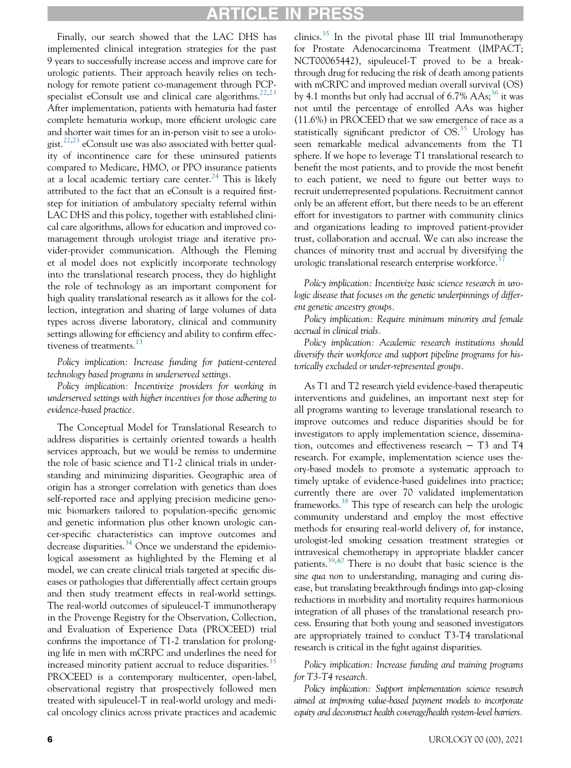Finally, our search showed that the LAC DHS has implemented clinical integration strategies for the past 9 years to successfully increase access and improve care for urologic patients. Their approach heavily relies on technology for remote patient co-management through PCP-specialist eConsult use and clinical care algorithms.[22,23] After implementation, patients with hematuria had faster complete hematuria workup, more efficient urologic care and shorter wait times for an in-person visit to see a urologist.[22,23] eConsult use was also associated with better quality of incontinence care for these uninsured patients compared to Medicare, HMO, or PPO insurance patients at a local academic tertiary care center.[24] This is likely attributed to the fact that an eConsult is a required first-step for initiation of ambulatory specialty referral within LAC DHS and this policy, together with established clinical care algorithms, allows for education and improved co-management through urologist triage and iterative provider-provider communication. Although the Fleming et al model does not explicitly incorporate technology into the translational research process, they do highlight the role of technology as an important component for high quality translational research as it allows for the collection, integration and sharing of large volumes of data types across diverse laboratory, clinical and community settings allowing for efficiency and ability to confirm effectiveness of treatments.[13]

*Policy implication: Increase funding for patient-centered technology based programs in underserved settings.*

*Policy implication: Incentivize providers for working in underserved settings with higher incentives for those adhering to evidence-based practice.*

The Conceptual Model for Translational Research to address disparities is certainly oriented towards a health services approach, but we would be remiss to undermine the role of basic science and T1-2 clinical trials in understanding and minimizing disparities. Geographic area of origin has a stronger correlation with genetics than does self-reported race and applying precision medicine genomic biomarkers tailored to population-specific genomic and genetic information plus other known urologic cancer-specific characteristics can improve outcomes and decrease disparities.[34] Once we understand the epidemiological assessment as highlighted by the Fleming et al model, we can create clinical trials targeted at specific diseases or pathologies that differentially affect certain groups and then study treatment effects in real-world settings. The real-world outcomes of sipuleucel-T immunotherapy in the Provenge Registry for the Observation, Collection, and Evaluation of Experience Data (PROCEED) trial confirms the importance of T1-2 translation for prolonging life in men with mCRPC and underlines the need for increased minority patient accrual to reduce disparities.[35] PROCEED is a contemporary multicenter, open-label, observational registry that prospectively followed men treated with sipuleucel-T in real-world urology and medical oncology clinics across private practices and academic clinics.[35] In the pivotal phase III trial Immunotherapy for Prostate Adenocarcinoma Treatment (IMPACT; NCT00065442), sipuleucel-T proved to be a breakthrough drug for reducing the risk of death among patients with mCRPC and improved median overall survival (OS) by 4.1 months but only had accrual of 6.7% AAs;[36] it was not until the percentage of enrolled AAs was higher (11.6%) in PROCEED that we saw emergence of race as a statistically significant predictor of OS.[35] Urology has seen remarkable medical advancements from the T1 sphere. If we hope to leverage T1 translational research to benefit the most patients, and to provide the most benefit to each patient, we need to figure out better ways to recruit underrepresented populations. Recruitment cannot only be an afferent effort, but there needs to be an efferent effort for investigators to partner with community clinics and organizations leading to improved patient-provider trust, collaboration and accrual. We can also increase the chances of minority trust and accrual by diversifying the urologic translational research enterprise workforce.[37]

*Policy implication: Incentivize basic science research in urologic disease that focuses on the genetic underpinnings of different genetic ancestry groups.*

*Policy implication: Require minimum minority and female accrual in clinical trials.*

*Policy implication: Academic research institutions should diversify their workforce and support pipeline programs for historically excluded or under-represented groups.*

As T1 and T2 research yield evidence-based therapeutic interventions and guidelines, an important next step for all programs wanting to leverage translational research to improve outcomes and reduce disparities should be for investigators to apply implementation science, dissemination, outcomes and effectiveness research – T3 and T4 research. For example, implementation science uses theory-based models to promote a systematic approach to timely uptake of evidence-based guidelines into practice; currently there are over 70 validated implementation frameworks.[38] This type of research can help the urologic community understand and employ the most effective methods for ensuring real-world delivery of, for instance, urologist-led smoking cessation treatment strategies or intravesical chemotherapy in appropriate bladder cancer patients.[39,40] There is no doubt that basic science is the *sine qua non* to understanding, managing and curing disease, but translating breakthrough findings into gap-closing reductions in morbidity and mortality requires harmonious integration of all phases of the translational research process. Ensuring that both young and seasoned investigators are appropriately trained to conduct T3-T4 translational research is critical in the fight against disparities.

*Policy implication: Increase funding and training programs for T3-T4 research.*

*Policy implication: Support implementation science research aimed at improving value-based payment models to incorporate equity and deconstruct health coverage/health system-level barriers.*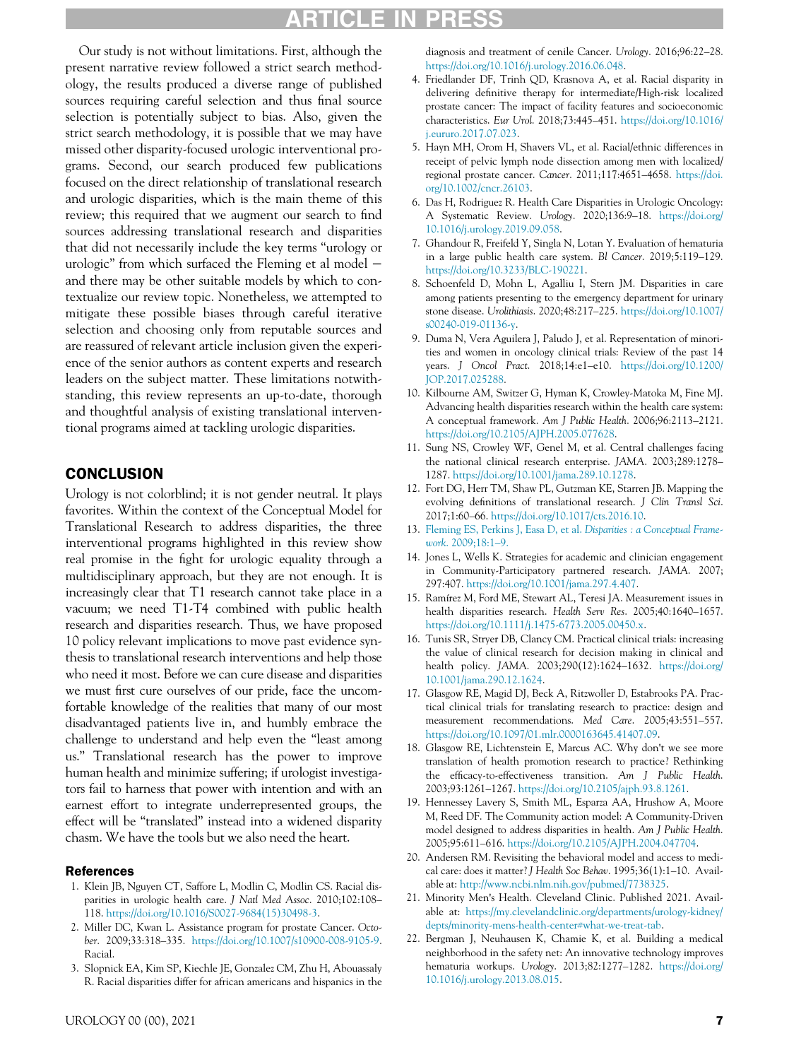Our study is not without limitations. First, although the present narrative review followed a strict search methodology, the results produced a diverse range of published sources requiring careful selection and thus final source selection is potentially subject to bias. Also, given the strict search methodology, it is possible that we may have missed other disparity-focused urologic interventional programs. Second, our search produced few publications focused on the direct relationship of translational research and urologic disparities, which is the main theme of this review; this required that we augment our search to find sources addressing translational research and disparities that did not necessarily include the key terms "urology or urologic" from which surfaced the Fleming et al model − and there may be other suitable models by which to contextualize our review topic. Nonetheless, we attempted to mitigate these possible biases through careful iterative selection and choosing only from reputable sources and are reassured of relevant article inclusion given the experience of the senior authors as content experts and research leaders on the subject matter. These limitations notwithstanding, this review represents an up-to-date, thorough and thoughtful analysis of existing translational interventional programs aimed at tackling urologic disparities.

## CONCLUSION

Urology is not colorblind; it is not gender neutral. It plays favorites. Within the context of the Conceptual Model for Translational Research to address disparities, the three interventional programs highlighted in this review show real promise in the fight for urologic equality through a multidisciplinary approach, but they are not enough. It is increasingly clear that T1 research cannot take place in a vacuum; we need T1-T4 combined with public health research and disparities research. Thus, we have proposed 10 policy relevant implications to move past evidence synthesis to translational research interventions and help those who need it most. Before we can cure disease and disparities we must first cure ourselves of our pride, face the uncomfortable knowledge of the realities that many of our most disadvantaged patients live in, and humbly embrace the challenge to understand and help even the "least among us." Translational research has the power to improve human health and minimize suffering; if urologist investigators fail to harness that power with intention and with an earnest effort to integrate underrepresented groups, the effect will be "translated" instead into a widened disparity chasm. We have the tools but we also need the heart.

### References

1. Klein JB, Nguyen CT, Saffore L, Modlin C, Modlin CS. Racial disparities in urologic health care. *J Natl Med Assoc*. 2010;102:108–118. https://doi.org/10.1016/S0027-9684(15)30498-3.
2. Miller DC, Kwan L. Assistance program for prostate Cancer. *October*. 2009;33:318–335. https://doi.org/10.1007/s10900-008-9105-9. Racial.
3. Slopnick EA, Kim SP, Kiechle JE, Gonzalez CM, Zhu H, Abouassaly R. Racial disparities differ for african americans and hispanics in the diagnosis and treatment of cenile Cancer. *Urology*. 2016;96:22–28. https://doi.org/10.1016/j.urology.2016.06.048.
4. Friedlander DF, Trinh QD, Krasnova A, et al. Racial disparity in delivering definitive therapy for intermediate/High-risk localized prostate cancer: The impact of facility features and socioeconomic characteristics. *Eur Urol*. 2018;73:445–451. https://doi.org/10.1016/j.eururo.2017.07.023.
5. Hayn MH, Orom H, Shavers VL, et al. Racial/ethnic differences in receipt of pelvic lymph node dissection among men with localized/regional prostate cancer. *Cancer*. 2011;117:4651–4658. https://doi.org/10.1002/cncr.26103.
6. Das H, Rodriguez R. Health Care Disparities in Urologic Oncology: A Systematic Review. *Urology*. 2020;136:9–18. https://doi.org/10.1016/j.urology.2019.09.058.
7. Ghandour R, Freifeld Y, Singla N, Lotan Y. Evaluation of hematuria in a large public health care system. *Bl Cancer*. 2019;5:119–129. https://doi.org/10.3233/BLC-190221.
8. Schoenfeld D, Mohn L, Agalliu I, Stern JM. Disparities in care among patients presenting to the emergency department for urinary stone disease. *Urolithiasis*. 2020;48:217–225. https://doi.org/10.1007/s00240-019-01136-y.
9. Duma N, Vera Aguilera J, Paludo J, et al. Representation of minorities and women in oncology clinical trials: Review of the past 14 years. *J Oncol Pract*. 2018;14:e1–e10. https://doi.org/10.1200/JOP.2017.025288.
10. Kilbourne AM, Switzer G, Hyman K, Crowley-Matoka M, Fine MJ. Advancing health disparities research within the health care system: A conceptual framework. *Am J Public Health*. 2006;96:2113–2121. https://doi.org/10.2105/AJPH.2005.077628.
11. Sung NS, Crowley WF, Genel M, et al. Central challenges facing the national clinical research enterprise. *JAMA*. 2003;289:1278–1287. https://doi.org/10.1001/jama.289.10.1278.
12. Fort DG, Herr TM, Shaw PL, Gutzman KE, Starren JB. Mapping the evolving definitions of translational research. *J Clin Transl Sci*. 2017;1:60–66. https://doi.org/10.1017/cts.2016.10.
13. Fleming ES, Perkins J, Easa D, et al. *Disparities : a Conceptual Framework*. 2009;18:1–9.
14. Jones L, Wells K. Strategies for academic and clinician engagement in Community-Participatory partnered research. *JAMA*. 2007;297:407. https://doi.org/10.1001/jama.297.4.407.
15. Ramírez M, Ford ME, Stewart AL, Teresi JA. Measurement issues in health disparities research. *Health Serv Res*. 2005;40:1640–1657. https://doi.org/10.1111/j.1475-6773.2005.00450.x.
16. Tunis SR, Stryer DB, Clancy CM. Practical clinical trials: increasing the value of clinical research for decision making in clinical and health policy. *JAMA*. 2003;290(12):1624–1632. https://doi.org/10.1001/jama.290.12.1624.
17. Glasgow RE, Magid DJ, Beck A, Ritzwoller D, Estabrooks PA. Practical clinical trials for translating research to practice: design and measurement recommendations. *Med Care*. 2005;43:551–557. https://doi.org/10.1097/01.mlr.0000163645.41407.09.
18. Glasgow RE, Lichtenstein E, Marcus AC. Why don't we see more translation of health promotion research to practice? Rethinking the efficacy-to-effectiveness transition. *Am J Public Health*. 2003;93:1261–1267. https://doi.org/10.2105/ajph.93.8.1261.
19. Hennessey Lavery S, Smith ML, Esparza AA, Hrushow A, Moore M, Reed DF. The Community action model: A Community-Driven model designed to address disparities in health. *Am J Public Health*. 2005;95:611–616. https://doi.org/10.2105/AJPH.2004.047704.
20. Andersen RM. Revisiting the behavioral model and access to medical care: does it matter? *J Health Soc Behav*. 1995;36(1):1–10. Available at: http://www.ncbi.nlm.nih.gov/pubmed/7738325.
21. Minority Men's Health. Cleveland Clinic. Published 2021. Available at: https://my.clevelandclinic.org/departments/urology-kidney/depts/minority-mens-health-center#what-we-treat-tab.
22. Bergman J, Neuhausen K, Chamie K, et al. Building a medical neighborhood in the safety net: An innovative technology improves hematuria workups. *Urology*. 2013;82:1277–1282. https://doi.org/10.1016/j.urology.2013.08.015.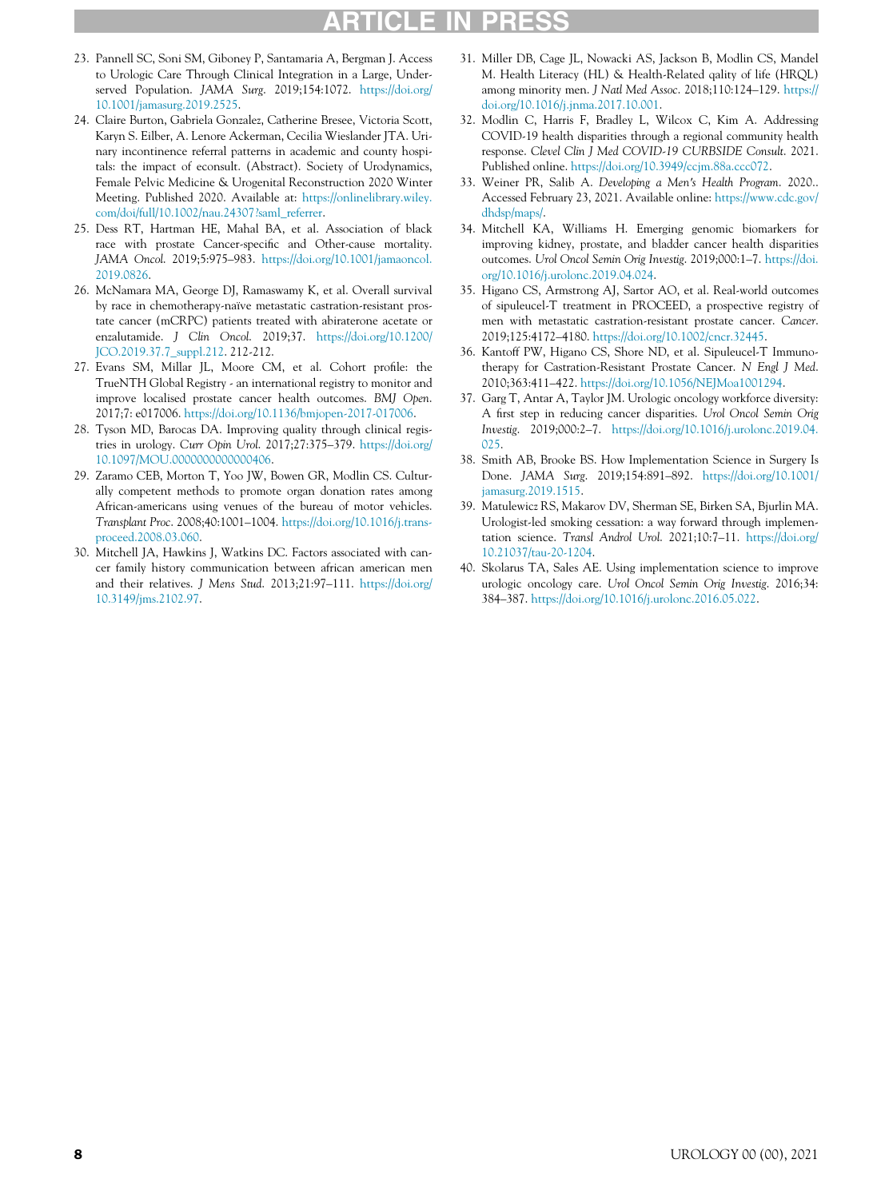23. Pannell SC, Soni SM, Giboney P, Santamaria A, Bergman J. Access to Urologic Care Through Clinical Integration in a Large, Underserved Population. *JAMA Surg.* 2019;154:1072. https://doi.org/10.1001/jamasurg.2019.2525.
24. Claire Burton, Gabriela Gonzalez, Catherine Bresee, Victoria Scott, Karyn S. Eilber, A. Lenore Ackerman, Cecilia Wieslander JTA. Urinary incontinence referral patterns in academic and county hospitals: the impact of econsult. (Abstract). Society of Urodynamics, Female Pelvic Medicine & Urogenital Reconstruction 2020 Winter Meeting. Published 2020. Available at: https://onlinelibrary.wiley.com/doi/full/10.1002/nau.24307?saml_referrer.
25. Dess RT, Hartman HE, Mahal BA, et al. Association of black race with prostate Cancer-specific and Other-cause mortality. *JAMA Oncol.* 2019;5:975–983. https://doi.org/10.1001/jamaoncol.2019.0826.
26. McNamara MA, George DJ, Ramaswamy K, et al. Overall survival by race in chemotherapy-naïve metastatic castration-resistant prostate cancer (mCRPC) patients treated with abiraterone acetate or enzalutamide. *J Clin Oncol.* 2019;37. https://doi.org/10.1200/JCO.2019.37.7_suppl.212. 212-212.
27. Evans SM, Millar JL, Moore CM, et al. Cohort profile: the TrueNTH Global Registry - an international registry to monitor and improve localised prostate cancer health outcomes. *BMJ Open.* 2017;7: e017006. https://doi.org/10.1136/bmjopen-2017-017006.
28. Tyson MD, Barocas DA. Improving quality through clinical registries in urology. *Curr Opin Urol.* 2017;27:375–379. https://doi.org/10.1097/MOU.0000000000000406.
29. Zaramo CEB, Morton T, Yoo JW, Bowen GR, Modlin CS. Culturally competent methods to promote organ donation rates among African-americans using venues of the bureau of motor vehicles. *Transplant Proc.* 2008;40:1001–1004. https://doi.org/10.1016/j.transproceed.2008.03.060.
30. Mitchell JA, Hawkins J, Watkins DC. Factors associated with cancer family history communication between african american men and their relatives. *J Mens Stud.* 2013;21:97–111. https://doi.org/10.3149/jms.2102.97.
31. Miller DB, Cage JL, Nowacki AS, Jackson B, Modlin CS, Mandel M. Health Literacy (HL) & Health-Related qality of life (HRQL) among minority men. *J Natl Med Assoc.* 2018;110:124–129. https://doi.org/10.1016/j.jnma.2017.10.001.
32. Modlin C, Harris F, Bradley L, Wilcox C, Kim A. Addressing COVID-19 health disparities through a regional community health response. *Clevel Clin J Med COVID-19 CURBSIDE Consult.* 2021. Published online. https://doi.org/10.3949/ccjm.88a.ccc072.
33. Weiner PR, Salib A. *Developing a Men's Health Program.* 2020.. Accessed February 23, 2021. Available online: https://www.cdc.gov/dhdsp/maps/.
34. Mitchell KA, Williams H. Emerging genomic biomarkers for improving kidney, prostate, and bladder cancer health disparities outcomes. *Urol Oncol Semin Orig Investig.* 2019;000:1–7. https://doi.org/10.1016/j.urolonc.2019.04.024.
35. Higano CS, Armstrong AJ, Sartor AO, et al. Real-world outcomes of sipuleucel-T treatment in PROCEED, a prospective registry of men with metastatic castration-resistant prostate cancer. *Cancer.* 2019;125:4172–4180. https://doi.org/10.1002/cncr.32445.
36. Kantoff PW, Higano CS, Shore ND, et al. Sipuleucel-T Immunotherapy for Castration-Resistant Prostate Cancer. *N Engl J Med.* 2010;363:411–422. https://doi.org/10.1056/NEJMoa1001294.
37. Garg T, Antar A, Taylor JM. Urologic oncology workforce diversity: A first step in reducing cancer disparities. *Urol Oncol Semin Orig Investig.* 2019;000:2–7. https://doi.org/10.1016/j.urolonc.2019.04.025.
38. Smith AB, Brooke BS. How Implementation Science in Surgery Is Done. *JAMA Surg.* 2019;154:891–892. https://doi.org/10.1001/jamasurg.2019.1515.
39. Matulewicz RS, Makarov DV, Sherman SE, Birken SA, Bjurlin MA. Urologist-led smoking cessation: a way forward through implementation science. *Transl Androl Urol.* 2021;10:7–11. https://doi.org/10.21037/tau-20-1204.
40. Skolarus TA, Sales AE. Using implementation science to improve urologic oncology care. *Urol Oncol Semin Orig Investig.* 2016;34: 384–387. https://doi.org/10.1016/j.urolonc.2016.05.022.